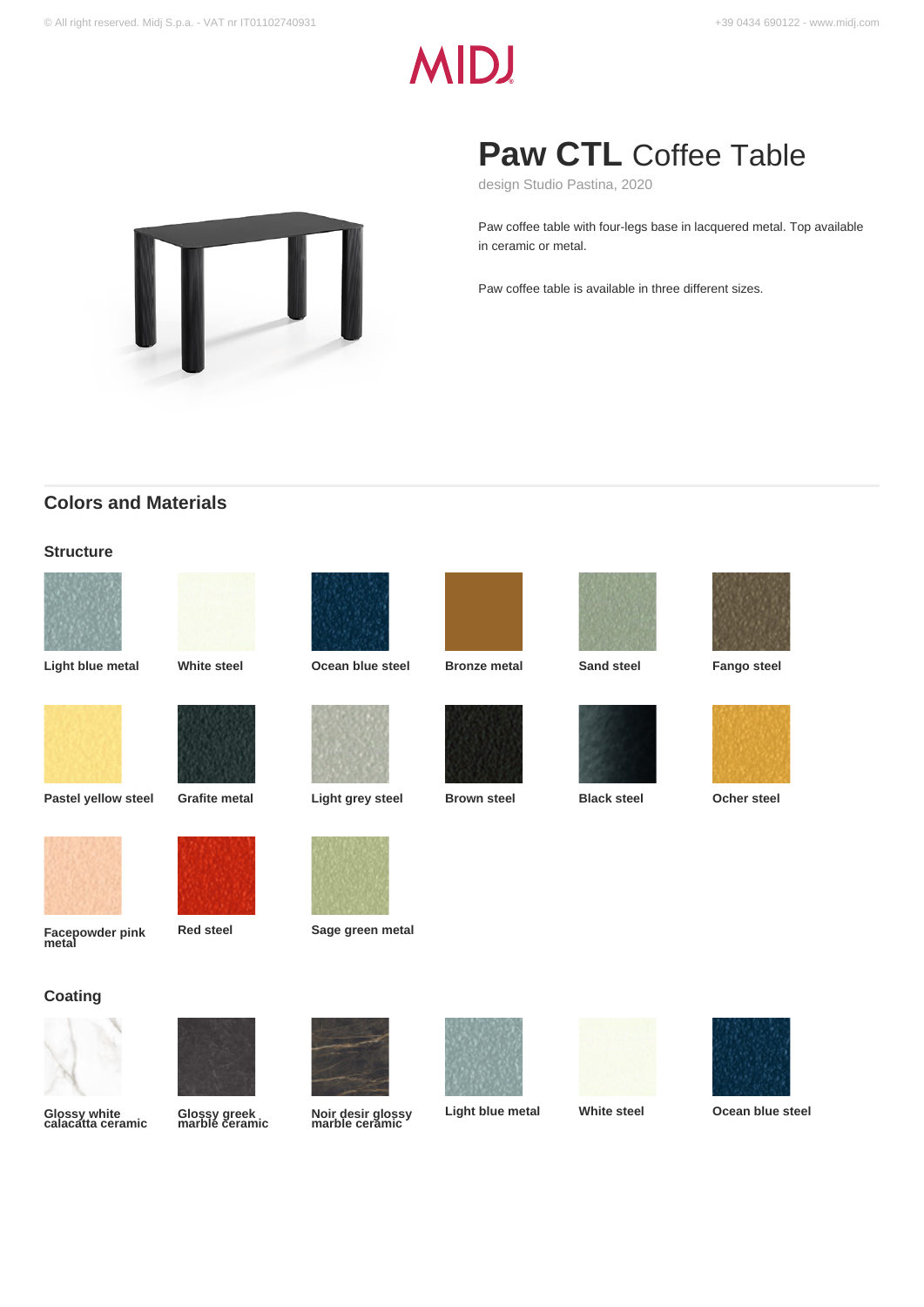# **Paw CTL** Coffee Table

design Studio Pastina, 2020

Paw coffee table with four-legs base in lacquered metal. Top available in ceramic or metal.

Paw coffee table is available in three different sizes.

## Colors and Materials

### Structure

- Light blue metal
- White steel
- Ocean blue steel
- Bronze metal
- Sand steel
- Fango steel
- Pastel yellow steel
- Grafite metal
- Light grey steel
- Brown steel
- Black steel
- Ocher steel
- Facepowder pink metal
- Red steel
- Sage green metal

### Coating

- Glossy white calacatta ceramic
- Glossy greek marble ceramic
- Noir desir glossy marble ceramic
- Light blue metal
- White steel
- Ocean blue steel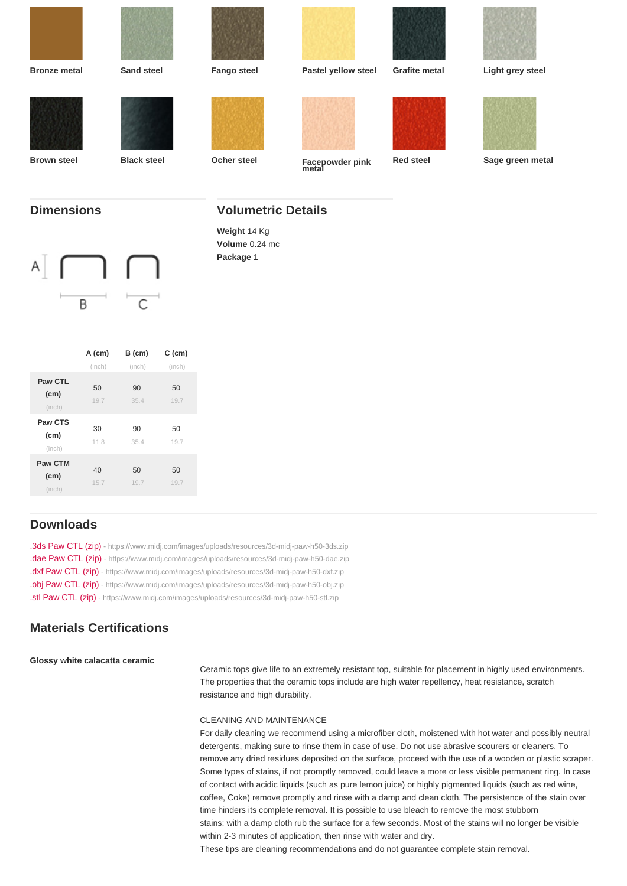Bronze metal

Sand steel

Fango steel

Pastel yellow steel

Grafite metal

Light grey steel

Brown steel

Black steel

Ocher steel

Facepowder pink metal

Red steel

Sage green metal

## Dimensions

|  | A (cm) (inch) | B (cm) (inch) | C (cm) (inch) |
|---|---|---|---|
| **Paw CTL** (cm) (inch) | 50 19.7 | 90 35.4 | 50 19.7 |
| **Paw CTS** (cm) (inch) | 30 11.8 | 90 35.4 | 50 19.7 |
| **Paw CTM** (cm) (inch) | 40 15.7 | 50 19.7 | 50 19.7 |

## Volumetric Details

**Weight** 14 Kg
**Volume** 0.24 mc
**Package** 1

## Downloads

.3ds Paw CTL (zip) - https://www.midj.com/images/uploads/resources/3d-midj-paw-h50-3ds.zip
.dae Paw CTL (zip) - https://www.midj.com/images/uploads/resources/3d-midj-paw-h50-dae.zip
.dxf Paw CTL (zip) - https://www.midj.com/images/uploads/resources/3d-midj-paw-h50-dxf.zip
.obj Paw CTL (zip) - https://www.midj.com/images/uploads/resources/3d-midj-paw-h50-obj.zip
.stl Paw CTL (zip) - https://www.midj.com/images/uploads/resources/3d-midj-paw-h50-stl.zip

## Materials Certifications

**Glossy white calacatta ceramic**

Ceramic tops give life to an extremely resistant top, suitable for placement in highly used environments. The properties that the ceramic tops include are high water repellency, heat resistance, scratch resistance and high durability.

CLEANING AND MAINTENANCE
For daily cleaning we recommend using a microfiber cloth, moistened with hot water and possibly neutral detergents, making sure to rinse them in case of use. Do not use abrasive scourers or cleaners. To remove any dried residues deposited on the surface, proceed with the use of a wooden or plastic scraper. Some types of stains, if not promptly removed, could leave a more or less visible permanent ring. In case of contact with acidic liquids (such as pure lemon juice) or highly pigmented liquids (such as red wine, coffee, Coke) remove promptly and rinse with a damp and clean cloth. The persistence of the stain over time hinders its complete removal. It is possible to use bleach to remove the most stubborn stains: with a damp cloth rub the surface for a few seconds. Most of the stains will no longer be visible within 2-3 minutes of application, then rinse with water and dry.
These tips are cleaning recommendations and do not guarantee complete stain removal.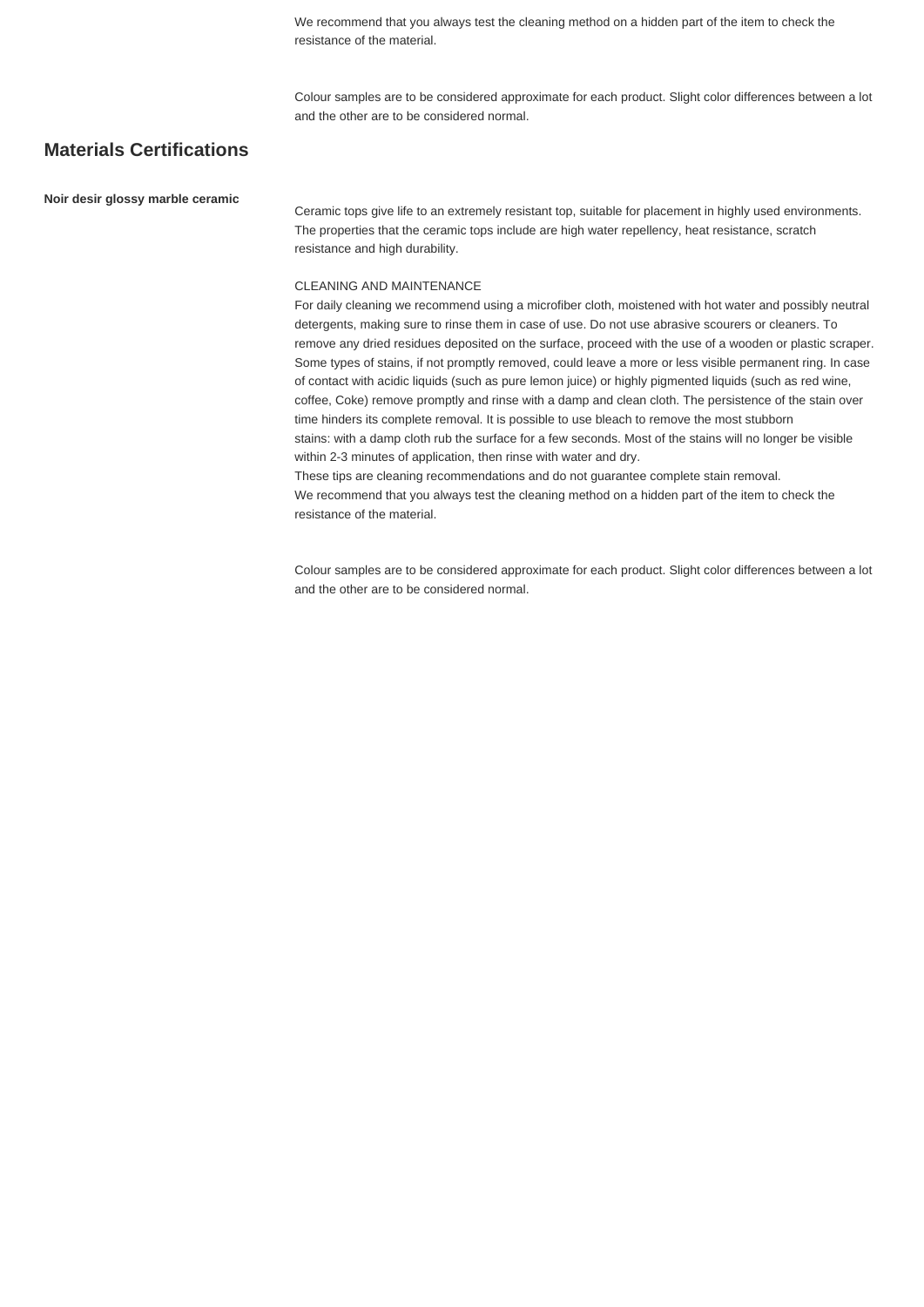We recommend that you always test the cleaning method on a hidden part of the item to check the resistance of the material.

Colour samples are to be considered approximate for each product. Slight color differences between a lot and the other are to be considered normal.

## Materials Certifications

**Noir desir glossy marble ceramic**

Ceramic tops give life to an extremely resistant top, suitable for placement in highly used environments. The properties that the ceramic tops include are high water repellency, heat resistance, scratch resistance and high durability.

CLEANING AND MAINTENANCE
For daily cleaning we recommend using a microfiber cloth, moistened with hot water and possibly neutral detergents, making sure to rinse them in case of use. Do not use abrasive scourers or cleaners. To remove any dried residues deposited on the surface, proceed with the use of a wooden or plastic scraper. Some types of stains, if not promptly removed, could leave a more or less visible permanent ring. In case of contact with acidic liquids (such as pure lemon juice) or highly pigmented liquids (such as red wine, coffee, Coke) remove promptly and rinse with a damp and clean cloth. The persistence of the stain over time hinders its complete removal. It is possible to use bleach to remove the most stubborn stains: with a damp cloth rub the surface for a few seconds. Most of the stains will no longer be visible within 2-3 minutes of application, then rinse with water and dry.
These tips are cleaning recommendations and do not guarantee complete stain removal.
We recommend that you always test the cleaning method on a hidden part of the item to check the resistance of the material.

Colour samples are to be considered approximate for each product. Slight color differences between a lot and the other are to be considered normal.